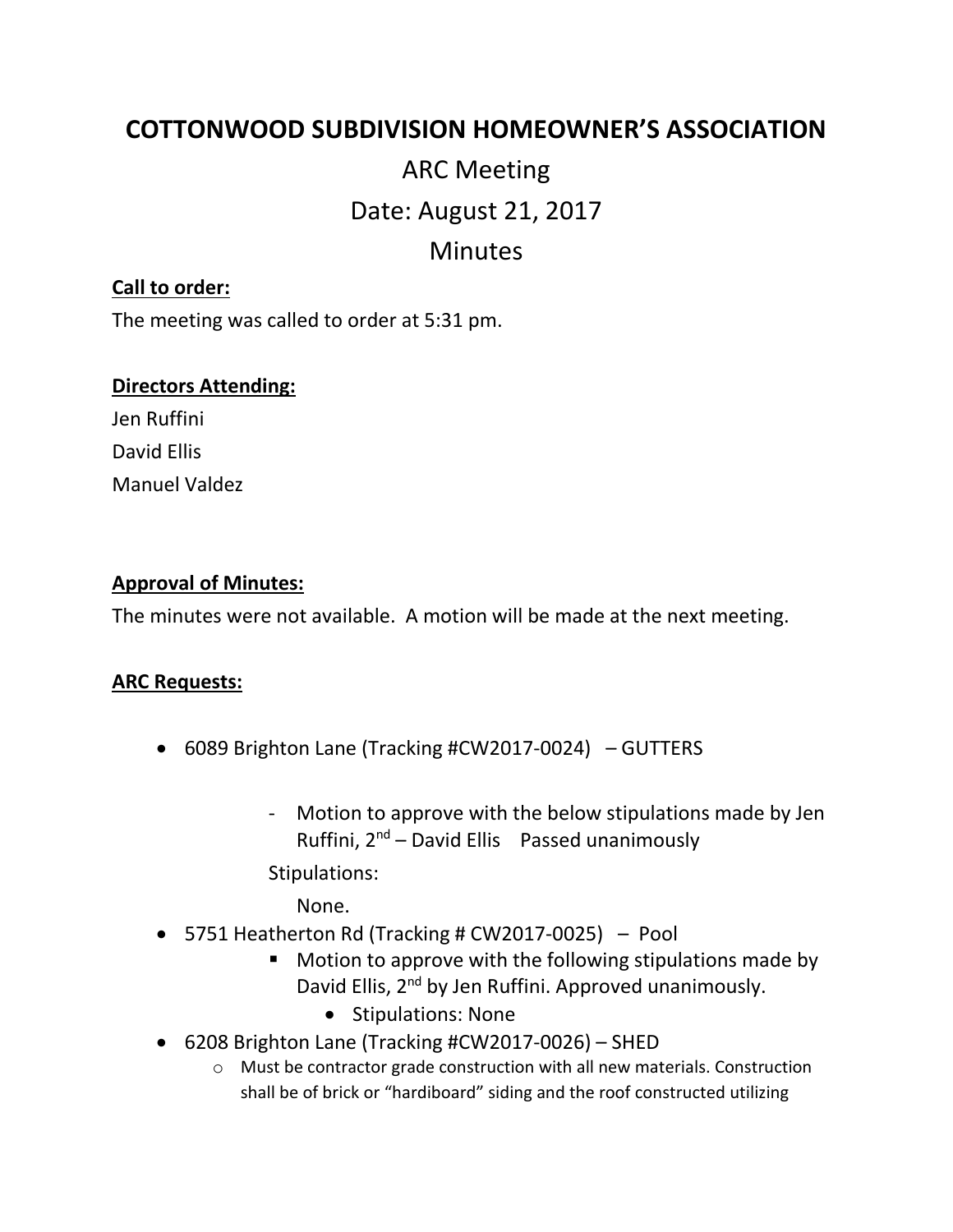# COTTONWOOD SUBDIVISION HOMEOWNER'S ASSOCIATION

## ARC Meeting

## Date: August 21, 2017

## Minutes

**<u>Call to order:</u>**

The meeting was called to order at 5:31 pm.

**<u>Directors Attending:</u>**

Jen Ruffini
David Ellis
Manuel Valdez

**<u>Approval of Minutes:</u>**

The minutes were not available. A motion will be made at the next meeting.

**<u>ARC Requests:</u>**

- 6089 Brighton Lane (Tracking #CW2017-0024) – GUTTERS
    - Motion to approve with the below stipulations made by Jen Ruffini, 2nd – David Ellis Passed unanimously

      Stipulations:

      None.
- 5751 Heatherton Rd (Tracking # CW2017-0025) – Pool
    - Motion to approve with the following stipulations made by David Ellis, 2nd by Jen Ruffini. Approved unanimously.
        - Stipulations: None
- 6208 Brighton Lane (Tracking #CW2017-0026) – SHED
    - Must be contractor grade construction with all new materials. Construction shall be of brick or "hardiboard" siding and the roof constructed utilizing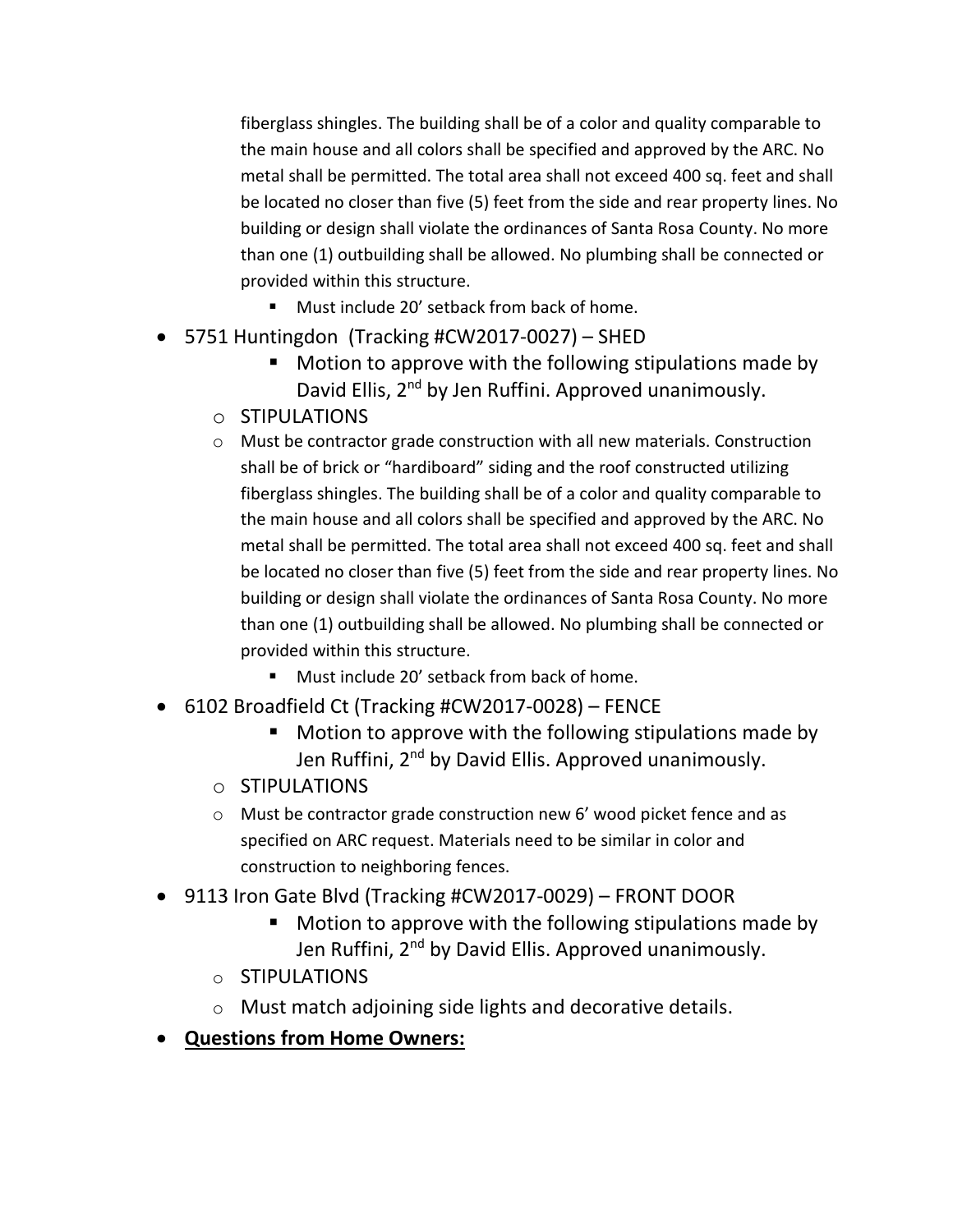fiberglass shingles. The building shall be of a color and quality comparable to the main house and all colors shall be specified and approved by the ARC. No metal shall be permitted. The total area shall not exceed 400 sq. feet and shall be located no closer than five (5) feet from the side and rear property lines. No building or design shall violate the ordinances of Santa Rosa County. No more than one (1) outbuilding shall be allowed. No plumbing shall be connected or provided within this structure.

    - Must include 20' setback from back of home.

- 5751 Huntingdon (Tracking #CW2017-0027) – SHED
    - Motion to approve with the following stipulations made by David Ellis, 2nd by Jen Ruffini. Approved unanimously.
  - STIPULATIONS
  - Must be contractor grade construction with all new materials. Construction shall be of brick or "hardiboard" siding and the roof constructed utilizing fiberglass shingles. The building shall be of a color and quality comparable to the main house and all colors shall be specified and approved by the ARC. No metal shall be permitted. The total area shall not exceed 400 sq. feet and shall be located no closer than five (5) feet from the side and rear property lines. No building or design shall violate the ordinances of Santa Rosa County. No more than one (1) outbuilding shall be allowed. No plumbing shall be connected or provided within this structure.
    - Must include 20' setback from back of home.
- 6102 Broadfield Ct (Tracking #CW2017-0028) – FENCE
    - Motion to approve with the following stipulations made by Jen Ruffini, 2nd by David Ellis. Approved unanimously.
  - STIPULATIONS
  - Must be contractor grade construction new 6' wood picket fence and as specified on ARC request. Materials need to be similar in color and construction to neighboring fences.
- 9113 Iron Gate Blvd (Tracking #CW2017-0029) – FRONT DOOR
    - Motion to approve with the following stipulations made by Jen Ruffini, 2nd by David Ellis. Approved unanimously.
  - STIPULATIONS
  - Must match adjoining side lights and decorative details.
- **Questions from Home Owners:**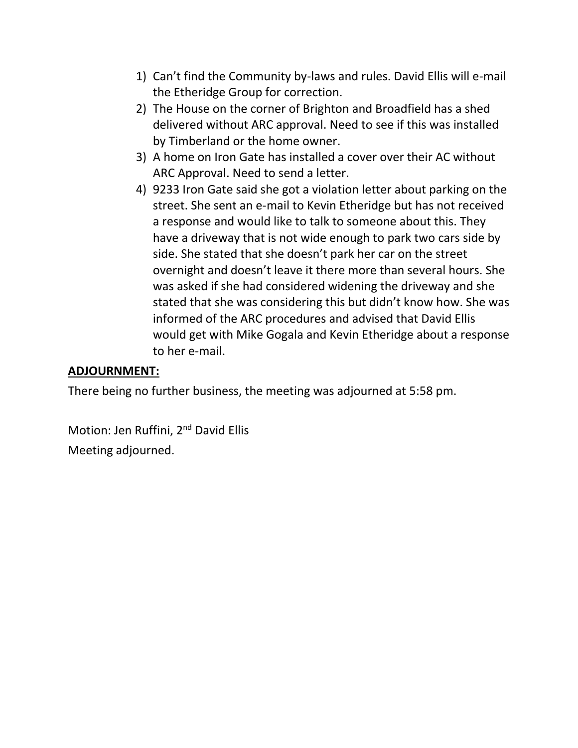1) Can't find the Community by-laws and rules. David Ellis will e-mail the Etheridge Group for correction.
2) The House on the corner of Brighton and Broadfield has a shed delivered without ARC approval. Need to see if this was installed by Timberland or the home owner.
3) A home on Iron Gate has installed a cover over their AC without ARC Approval. Need to send a letter.
4) 9233 Iron Gate said she got a violation letter about parking on the street. She sent an e-mail to Kevin Etheridge but has not received a response and would like to talk to someone about this. They have a driveway that is not wide enough to park two cars side by side. She stated that she doesn't park her car on the street overnight and doesn't leave it there more than several hours. She was asked if she had considered widening the driveway and she stated that she was considering this but didn't know how. She was informed of the ARC procedures and advised that David Ellis would get with Mike Gogala and Kevin Etheridge about a response to her e-mail.

**ADJOURNMENT:**

There being no further business, the meeting was adjourned at 5:58 pm.

Motion: Jen Ruffini, 2nd David Ellis

Meeting adjourned.